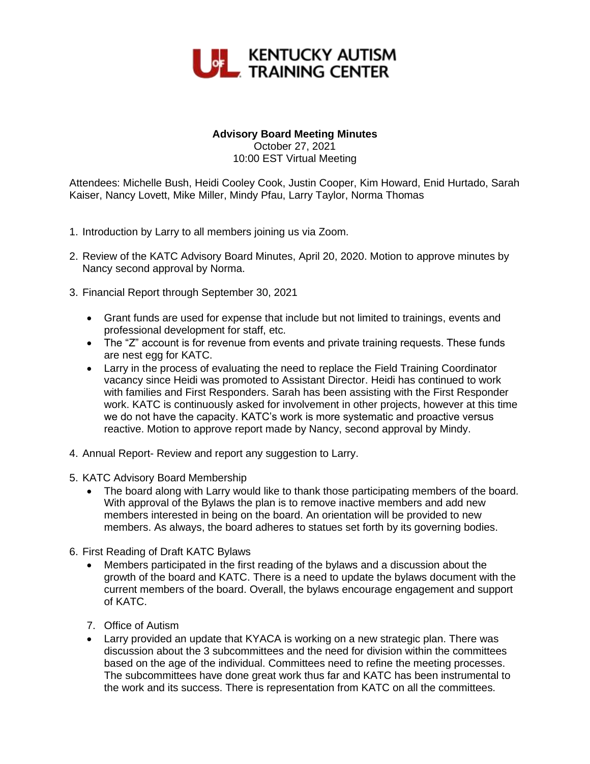**UofL KENTUCKY AUTISM TRAINING CENTER**

**Advisory Board Meeting Minutes**
October 27, 2021
10:00 EST Virtual Meeting

Attendees: Michelle Bush, Heidi Cooley Cook, Justin Cooper, Kim Howard, Enid Hurtado, Sarah Kaiser, Nancy Lovett, Mike Miller, Mindy Pfau, Larry Taylor, Norma Thomas

1. Introduction by Larry to all members joining us via Zoom.

2. Review of the KATC Advisory Board Minutes, April 20, 2020. Motion to approve minutes by Nancy second approval by Norma.

3. Financial Report through September 30, 2021

   - Grant funds are used for expense that include but not limited to trainings, events and professional development for staff, etc.
   - The "Z" account is for revenue from events and private training requests. These funds are nest egg for KATC.
   - Larry in the process of evaluating the need to replace the Field Training Coordinator vacancy since Heidi was promoted to Assistant Director. Heidi has continued to work with families and First Responders. Sarah has been assisting with the First Responder work. KATC is continuously asked for involvement in other projects, however at this time we do not have the capacity. KATC's work is more systematic and proactive versus reactive. Motion to approve report made by Nancy, second approval by Mindy.

4. Annual Report- Review and report any suggestion to Larry.

5. KATC Advisory Board Membership
   - The board along with Larry would like to thank those participating members of the board. With approval of the Bylaws the plan is to remove inactive members and add new members interested in being on the board. An orientation will be provided to new members. As always, the board adheres to statues set forth by its governing bodies.

6. First Reading of Draft KATC Bylaws
   - Members participated in the first reading of the bylaws and a discussion about the growth of the board and KATC. There is a need to update the bylaws document with the current members of the board. Overall, the bylaws encourage engagement and support of KATC.

7. Office of Autism
   - Larry provided an update that KYACA is working on a new strategic plan. There was discussion about the 3 subcommittees and the need for division within the committees based on the age of the individual. Committees need to refine the meeting processes. The subcommittees have done great work thus far and KATC has been instrumental to the work and its success. There is representation from KATC on all the committees.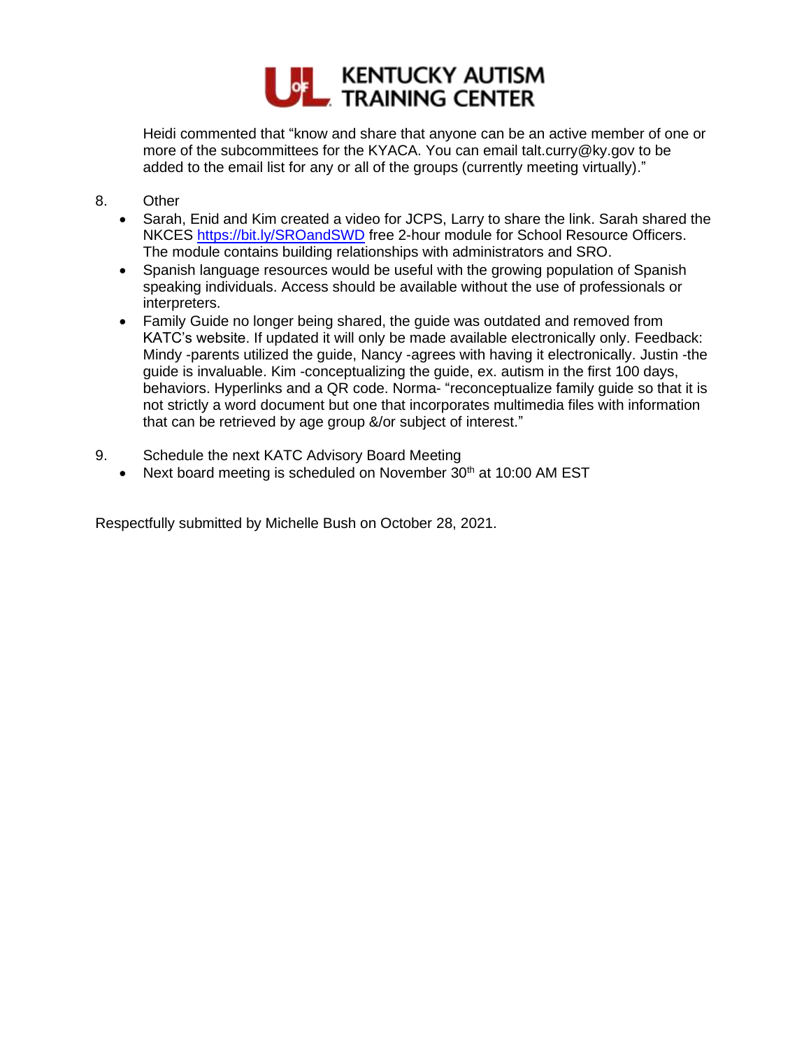Heidi commented that "know and share that anyone can be an active member of one or more of the subcommittees for the KYACA. You can email talt.curry@ky.gov to be added to the email list for any or all of the groups (currently meeting virtually)."

8. Other
   - Sarah, Enid and Kim created a video for JCPS, Larry to share the link. Sarah shared the NKCES https://bit.ly/SROandSWD free 2-hour module for School Resource Officers. The module contains building relationships with administrators and SRO.
   - Spanish language resources would be useful with the growing population of Spanish speaking individuals. Access should be available without the use of professionals or interpreters.
   - Family Guide no longer being shared, the guide was outdated and removed from KATC's website. If updated it will only be made available electronically only. Feedback: Mindy -parents utilized the guide, Nancy -agrees with having it electronically. Justin -the guide is invaluable. Kim -conceptualizing the guide, ex. autism in the first 100 days, behaviors. Hyperlinks and a QR code. Norma- "reconceptualize family guide so that it is not strictly a word document but one that incorporates multimedia files with information that can be retrieved by age group &/or subject of interest."

9. Schedule the next KATC Advisory Board Meeting
   - Next board meeting is scheduled on November 30th at 10:00 AM EST

Respectfully submitted by Michelle Bush on October 28, 2021.